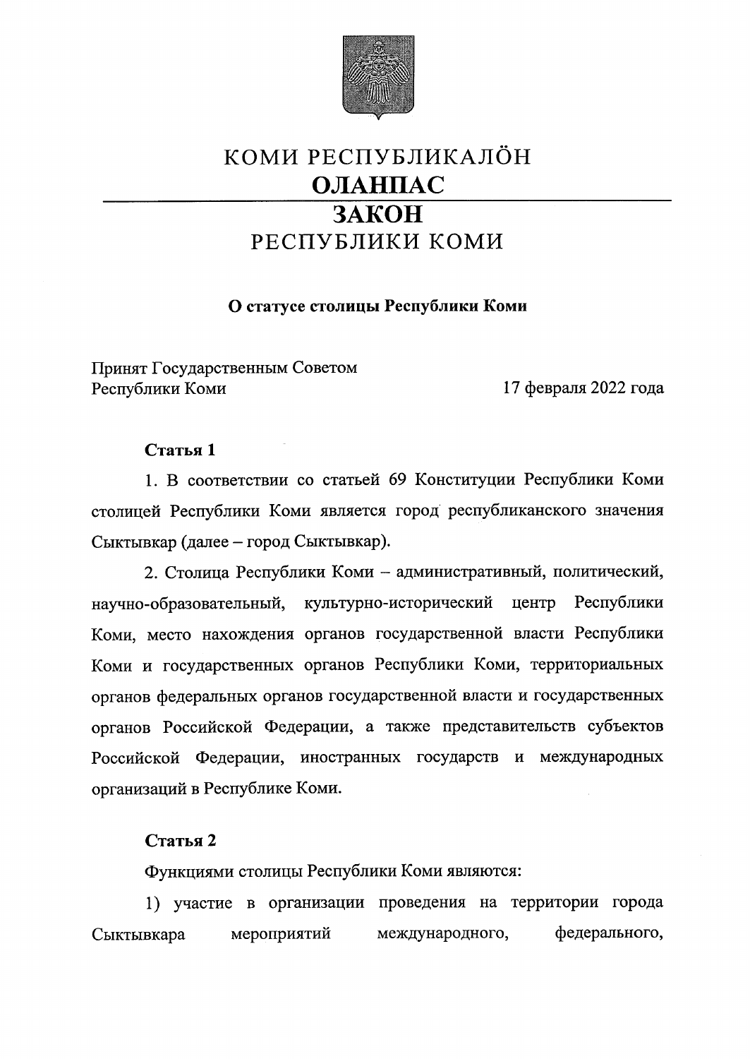# КОМИ РЕСПУБЛИКАЛÖН
# ОЛАНПАС
# ЗАКОН
# РЕСПУБЛИКИ КОМИ

**О статусе столицы Республики Коми**

Принят Государственным Советом Республики Коми — 17 февраля 2022 года

**Статья 1**

1. В соответствии со статьей 69 Конституции Республики Коми столицей Республики Коми является город республиканского значения Сыктывкар (далее – город Сыктывкар).

2. Столица Республики Коми – административный, политический, научно-образовательный, культурно-исторический центр Республики Коми, место нахождения органов государственной власти Республики Коми и государственных органов Республики Коми, территориальных органов федеральных органов государственной власти и государственных органов Российской Федерации, а также представительств субъектов Российской Федерации, иностранных государств и международных организаций в Республике Коми.

**Статья 2**

Функциями столицы Республики Коми являются:

1) участие в организации проведения на территории города Сыктывкара мероприятий международного, федерального,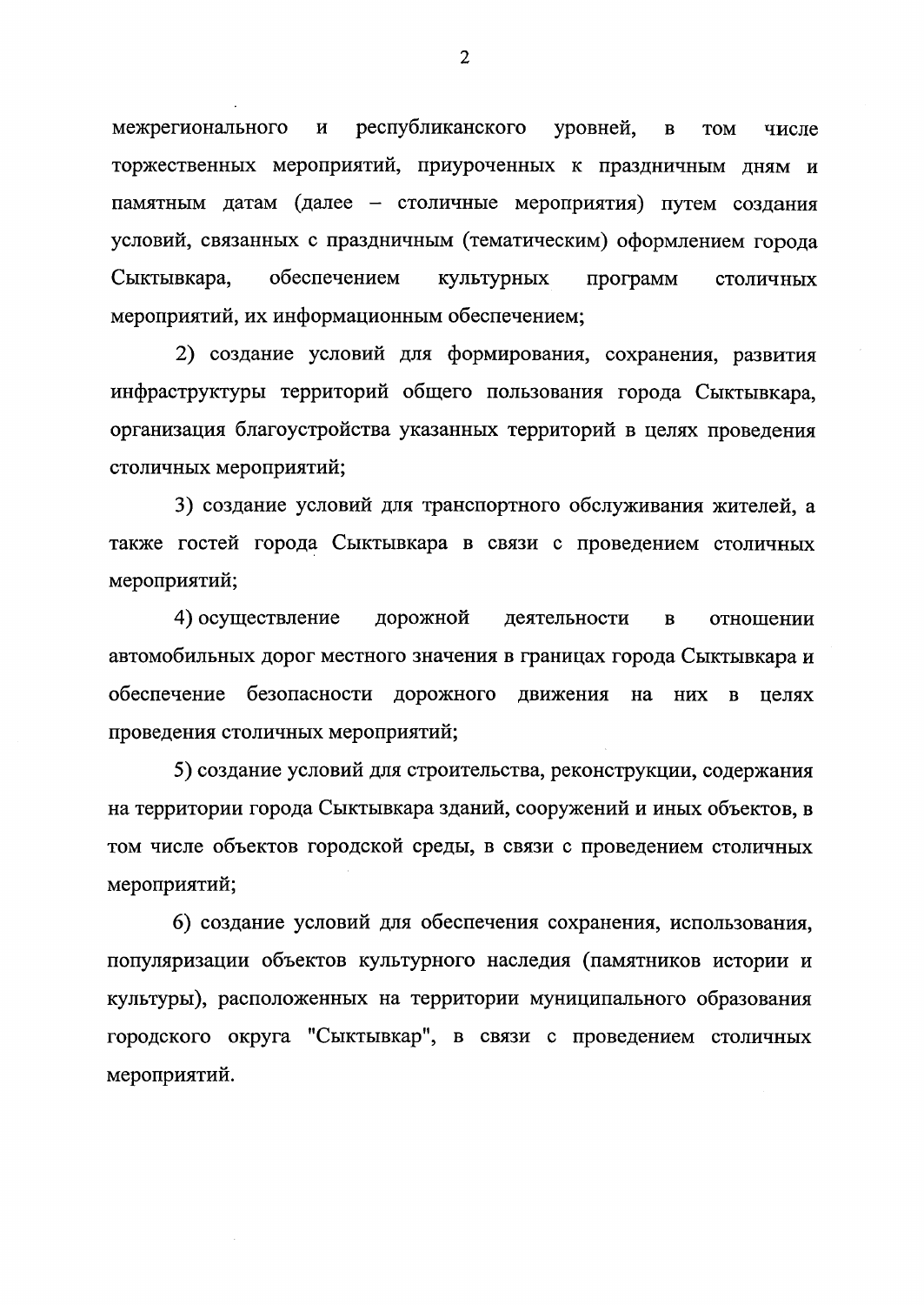межрегионального и республиканского уровней, в том числе торжественных мероприятий, приуроченных к праздничным дням и памятным датам (далее – столичные мероприятия) путем создания условий, связанных с праздничным (тематическим) оформлением города Сыктывкара, обеспечением культурных программ столичных мероприятий, их информационным обеспечением;

2) создание условий для формирования, сохранения, развития инфраструктуры территорий общего пользования города Сыктывкара, организация благоустройства указанных территорий в целях проведения столичных мероприятий;

3) создание условий для транспортного обслуживания жителей, а также гостей города Сыктывкара в связи с проведением столичных мероприятий;

4) осуществление дорожной деятельности в отношении автомобильных дорог местного значения в границах города Сыктывкара и обеспечение безопасности дорожного движения на них в целях проведения столичных мероприятий;

5) создание условий для строительства, реконструкции, содержания на территории города Сыктывкара зданий, сооружений и иных объектов, в том числе объектов городской среды, в связи с проведением столичных мероприятий;

6) создание условий для обеспечения сохранения, использования, популяризации объектов культурного наследия (памятников истории и культуры), расположенных на территории муниципального образования городского округа "Сыктывкар", в связи с проведением столичных мероприятий.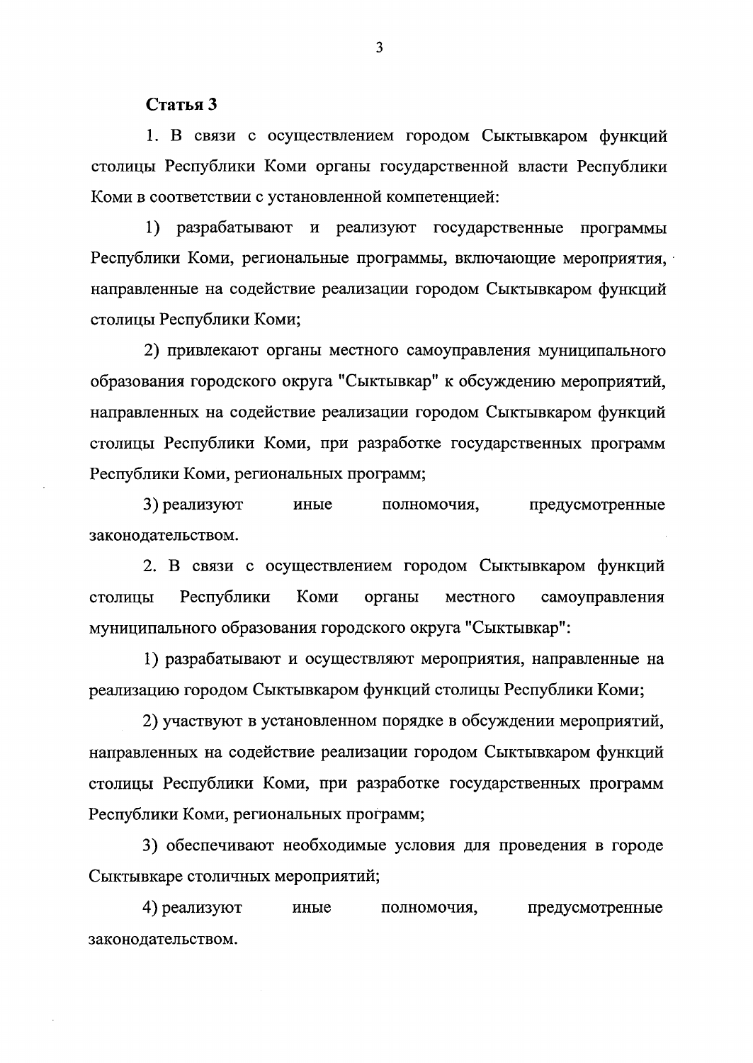**Статья 3**

1. В связи с осуществлением городом Сыктывкаром функций столицы Республики Коми органы государственной власти Республики Коми в соответствии с установленной компетенцией:

1) разрабатывают и реализуют государственные программы Республики Коми, региональные программы, включающие мероприятия, направленные на содействие реализации городом Сыктывкаром функций столицы Республики Коми;

2) привлекают органы местного самоуправления муниципального образования городского округа "Сыктывкар" к обсуждению мероприятий, направленных на содействие реализации городом Сыктывкаром функций столицы Республики Коми, при разработке государственных программ Республики Коми, региональных программ;

3) реализуют иные полномочия, предусмотренные законодательством.

2. В связи с осуществлением городом Сыктывкаром функций столицы Республики Коми органы местного самоуправления муниципального образования городского округа "Сыктывкар":

1) разрабатывают и осуществляют мероприятия, направленные на реализацию городом Сыктывкаром функций столицы Республики Коми;

2) участвуют в установленном порядке в обсуждении мероприятий, направленных на содействие реализации городом Сыктывкаром функций столицы Республики Коми, при разработке государственных программ Республики Коми, региональных программ;

3) обеспечивают необходимые условия для проведения в городе Сыктывкаре столичных мероприятий;

4) реализуют иные полномочия, предусмотренные законодательством.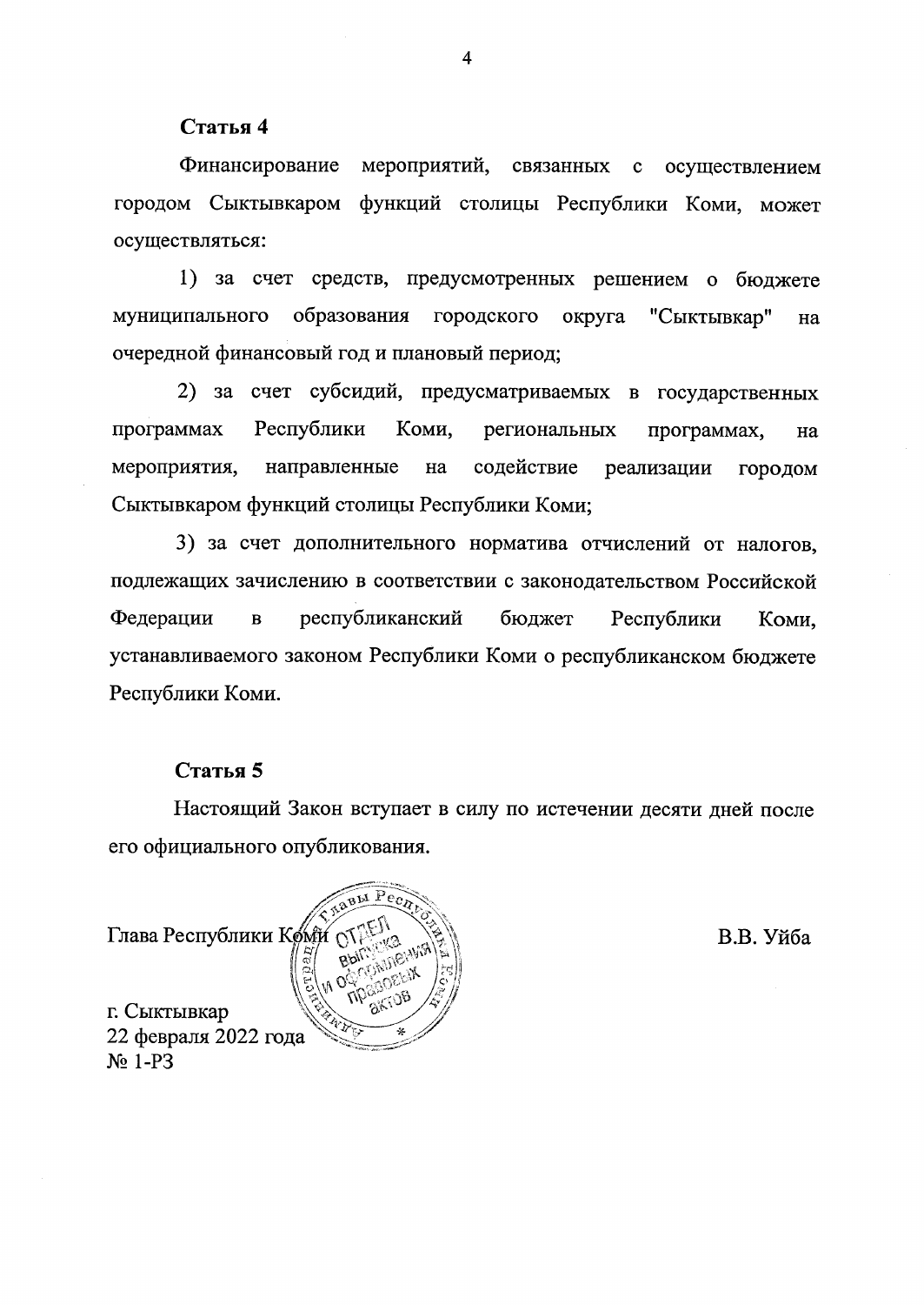### Статья 4

Финансирование мероприятий, связанных с осуществлением городом Сыктывкаром функций столицы Республики Коми, может осуществляться:

1) за счет средств, предусмотренных решением о бюджете муниципального образования городского округа "Сыктывкар" на очередной финансовый год и плановый период;

2) за счет субсидий, предусматриваемых в государственных программах Республики Коми, региональных программах, на мероприятия, направленные на содействие реализации городом Сыктывкаром функций столицы Республики Коми;

3) за счет дополнительного норматива отчислений от налогов, подлежащих зачислению в соответствии с законодательством Российской Федерации в республиканский бюджет Республики Коми, устанавливаемого законом Республики Коми о республиканском бюджете Республики Коми.

### Статья 5

Настоящий Закон вступает в силу по истечении десяти дней после его официального опубликования.

Глава Республики Коми В.В. Уйба

г. Сыктывкар
22 февраля 2022 года
№ 1-РЗ